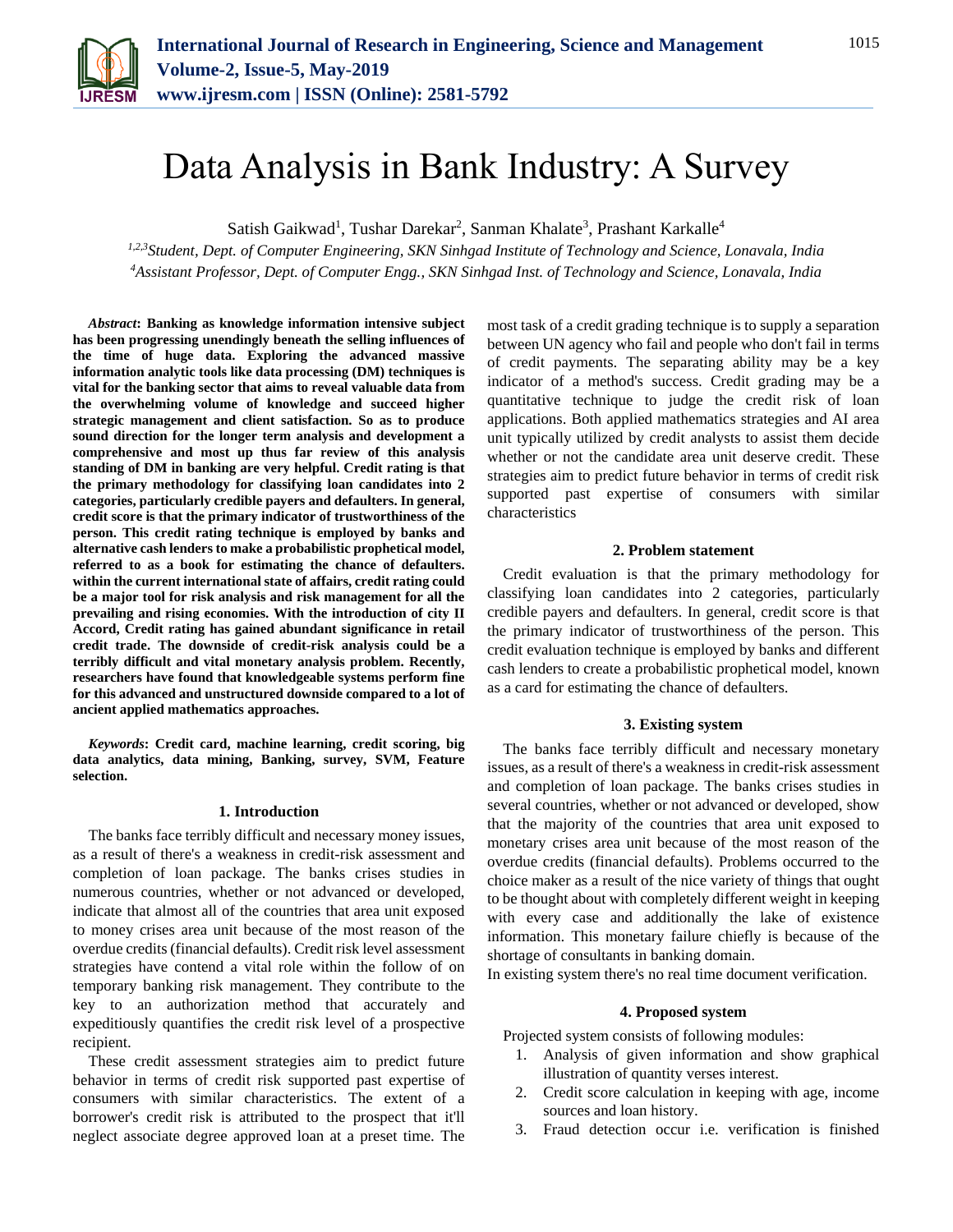# Data Analysis in Bank Industry: A Survey

Satish Gaikwad[1], Tushar Darekar[2], Sanman Khalate[3], Prashant Karkalle[4]

[1,2,3]*Student, Dept. of Computer Engineering, SKN Sinhgad Institute of Technology and Science, Lonavala, India*
[4]*Assistant Professor, Dept. of Computer Engg., SKN Sinhgad Inst. of Technology and Science, Lonavala, India*

***Abstract*: Banking as knowledge information intensive subject has been progressing unendingly beneath the selling influences of the time of huge data. Exploring the advanced massive information analytic tools like data processing (DM) techniques is vital for the banking sector that aims to reveal valuable data from the overwhelming volume of knowledge and succeed higher strategic management and client satisfaction. So as to produce sound direction for the longer term analysis and development a comprehensive and most up thus far review of this analysis standing of DM in banking are very helpful. Credit rating is that the primary methodology for classifying loan candidates into 2 categories, particularly credible payers and defaulters. In general, credit score is that the primary indicator of trustworthiness of the person. This credit rating technique is employed by banks and alternative cash lenders to make a probabilistic prophetical model, referred to as a book for estimating the chance of defaulters. within the current international state of affairs, credit rating could be a major tool for risk analysis and risk management for all the prevailing and rising economies. With the introduction of city II Accord, Credit rating has gained abundant significance in retail credit trade. The downside of credit-risk analysis could be a terribly difficult and vital monetary analysis problem. Recently, researchers have found that knowledgeable systems perform fine for this advanced and unstructured downside compared to a lot of ancient applied mathematics approaches.**

***Keywords*: Credit card, machine learning, credit scoring, big data analytics, data mining, Banking, survey, SVM, Feature selection.**

## 1. Introduction

The banks face terribly difficult and necessary money issues, as a result of there's a weakness in credit-risk assessment and completion of loan package. The banks crises studies in numerous countries, whether or not advanced or developed, indicate that almost all of the countries that area unit exposed to money crises area unit because of the most reason of the overdue credits (financial defaults). Credit risk level assessment strategies have contend a vital role within the follow of on temporary banking risk management. They contribute to the key to an authorization method that accurately and expeditiously quantifies the credit risk level of a prospective recipient.

These credit assessment strategies aim to predict future behavior in terms of credit risk supported past expertise of consumers with similar characteristics. The extent of a borrower's credit risk is attributed to the prospect that it'll neglect associate degree approved loan at a preset time. The most task of a credit grading technique is to supply a separation between UN agency who fail and people who don't fail in terms of credit payments. The separating ability may be a key indicator of a method's success. Credit grading may be a quantitative technique to judge the credit risk of loan applications. Both applied mathematics strategies and AI area unit typically utilized by credit analysts to assist them decide whether or not the candidate area unit deserve credit. These strategies aim to predict future behavior in terms of credit risk supported past expertise of consumers with similar characteristics

## 2. Problem statement

Credit evaluation is that the primary methodology for classifying loan candidates into 2 categories, particularly credible payers and defaulters. In general, credit score is that the primary indicator of trustworthiness of the person. This credit evaluation technique is employed by banks and different cash lenders to create a probabilistic prophetical model, known as a card for estimating the chance of defaulters.

## 3. Existing system

The banks face terribly difficult and necessary monetary issues, as a result of there's a weakness in credit-risk assessment and completion of loan package. The banks crises studies in several countries, whether or not advanced or developed, show that the majority of the countries that area unit exposed to monetary crises area unit because of the most reason of the overdue credits (financial defaults). Problems occurred to the choice maker as a result of the nice variety of things that ought to be thought about with completely different weight in keeping with every case and additionally the lake of existence information. This monetary failure chiefly is because of the shortage of consultants in banking domain.

In existing system there's no real time document verification.

## 4. Proposed system

Projected system consists of following modules:

1. Analysis of given information and show graphical illustration of quantity verses interest.
2. Credit score calculation in keeping with age, income sources and loan history.
3. Fraud detection occur i.e. verification is finished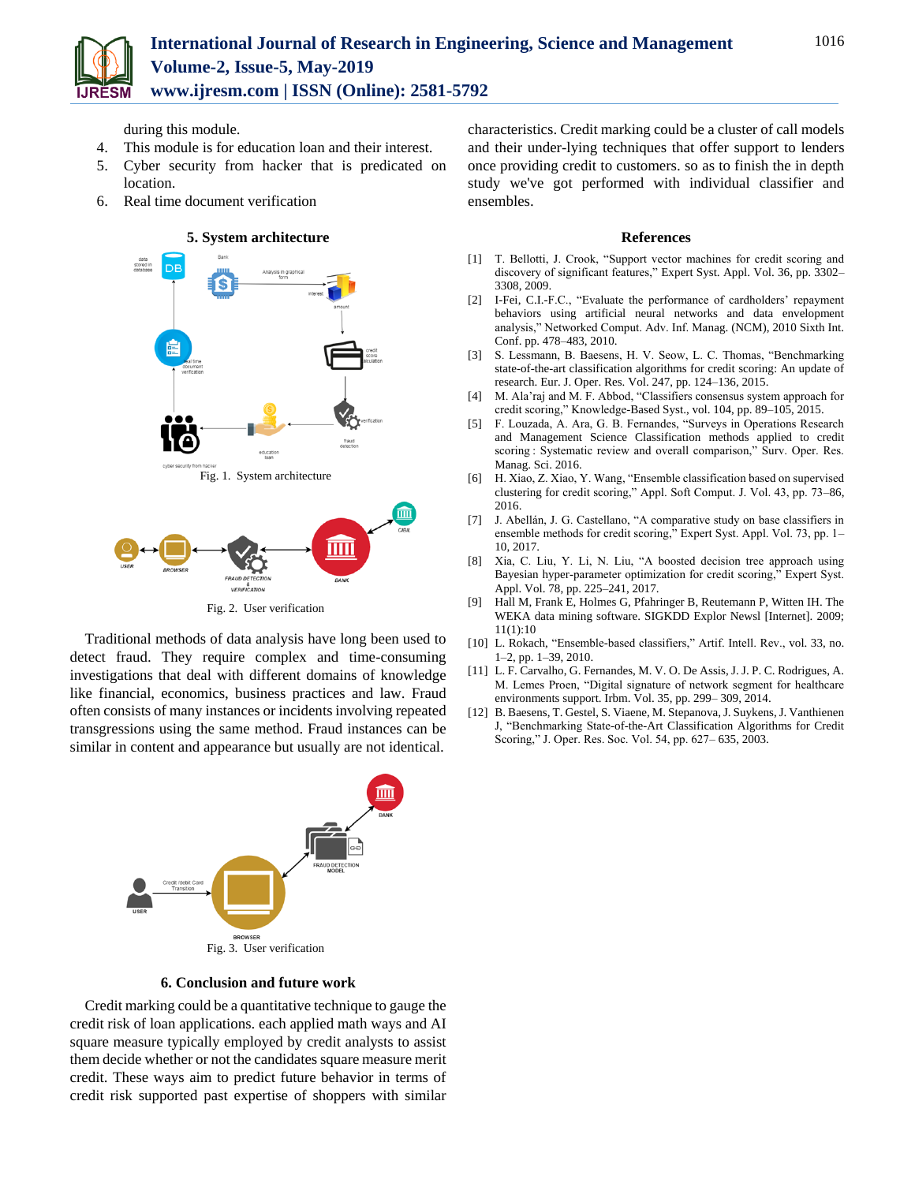during this module.

4. This module is for education loan and their interest.
5. Cyber security from hacker that is predicated on location.
6. Real time document verification

## 5. System architecture

data stored in database
DB
Bank
Analysis in graphical form
interest
amount
real time document verification
credit score calculation
verification
fraud detection
education loan
cyber security from hacker

Fig. 1. System architecture

USER
BROWSER
FRAUD DETECTION & VERIFICATION
BANK
CIBIL

Fig. 2. User verification

Traditional methods of data analysis have long been used to detect fraud. They require complex and time-consuming investigations that deal with different domains of knowledge like financial, economics, business practices and law. Fraud often consists of many instances or incidents involving repeated transgressions using the same method. Fraud instances can be similar in content and appearance but usually are not identical.

BANK
FRAUD DETECTION MODEL
Credit /debit Card Transition
USER
BROWSER

Fig. 3. User verification

## 6. Conclusion and future work

Credit marking could be a quantitative technique to gauge the credit risk of loan applications. each applied math ways and AI square measure typically employed by credit analysts to assist them decide whether or not the candidates square measure merit credit. These ways aim to predict future behavior in terms of credit risk supported past expertise of shoppers with similar characteristics. Credit marking could be a cluster of call models and their under-lying techniques that offer support to lenders once providing credit to customers. so as to finish the in depth study we've got performed with individual classifier and ensembles.

## References

[1] T. Bellotti, J. Crook, "Support vector machines for credit scoring and discovery of significant features," Expert Syst. Appl. Vol. 36, pp. 3302–3308, 2009.

[2] I-Fei, C.I.-F.C., "Evaluate the performance of cardholders' repayment behaviors using artificial neural networks and data envelopment analysis," Networked Comput. Adv. Inf. Manag. (NCM), 2010 Sixth Int. Conf. pp. 478–483, 2010.

[3] S. Lessmann, B. Baesens, H. V. Seow, L. C. Thomas, "Benchmarking state-of-the-art classification algorithms for credit scoring: An update of research. Eur. J. Oper. Res. Vol. 247, pp. 124–136, 2015.

[4] M. Ala'raj and M. F. Abbod, "Classifiers consensus system approach for credit scoring," Knowledge-Based Syst., vol. 104, pp. 89–105, 2015.

[5] F. Louzada, A. Ara, G. B. Fernandes, "Surveys in Operations Research and Management Science Classification methods applied to credit scoring : Systematic review and overall comparison," Surv. Oper. Res. Manag. Sci. 2016.

[6] H. Xiao, Z. Xiao, Y. Wang, "Ensemble classification based on supervised clustering for credit scoring," Appl. Soft Comput. J. Vol. 43, pp. 73–86, 2016.

[7] J. Abellán, J. G. Castellano, "A comparative study on base classifiers in ensemble methods for credit scoring," Expert Syst. Appl. Vol. 73, pp. 1–10, 2017.

[8] Xia, C. Liu, Y. Li, N. Liu, "A boosted decision tree approach using Bayesian hyper-parameter optimization for credit scoring," Expert Syst. Appl. Vol. 78, pp. 225–241, 2017.

[9] Hall M, Frank E, Holmes G, Pfahringer B, Reutemann P, Witten IH. The WEKA data mining software. SIGKDD Explor Newsl [Internet]. 2009; 11(1):10

[10] L. Rokach, "Ensemble-based classifiers," Artif. Intell. Rev., vol. 33, no. 1–2, pp. 1–39, 2010.

[11] L. F. Carvalho, G. Fernandes, M. V. O. De Assis, J. J. P. C. Rodrigues, A. M. Lemes Proen, "Digital signature of network segment for healthcare environments support. Irbm. Vol. 35, pp. 299– 309, 2014.

[12] B. Baesens, T. Gestel, S. Viaene, M. Stepanova, J. Suykens, J. Vanthienen J, "Benchmarking State-of-the-Art Classification Algorithms for Credit Scoring," J. Oper. Res. Soc. Vol. 54, pp. 627– 635, 2003.